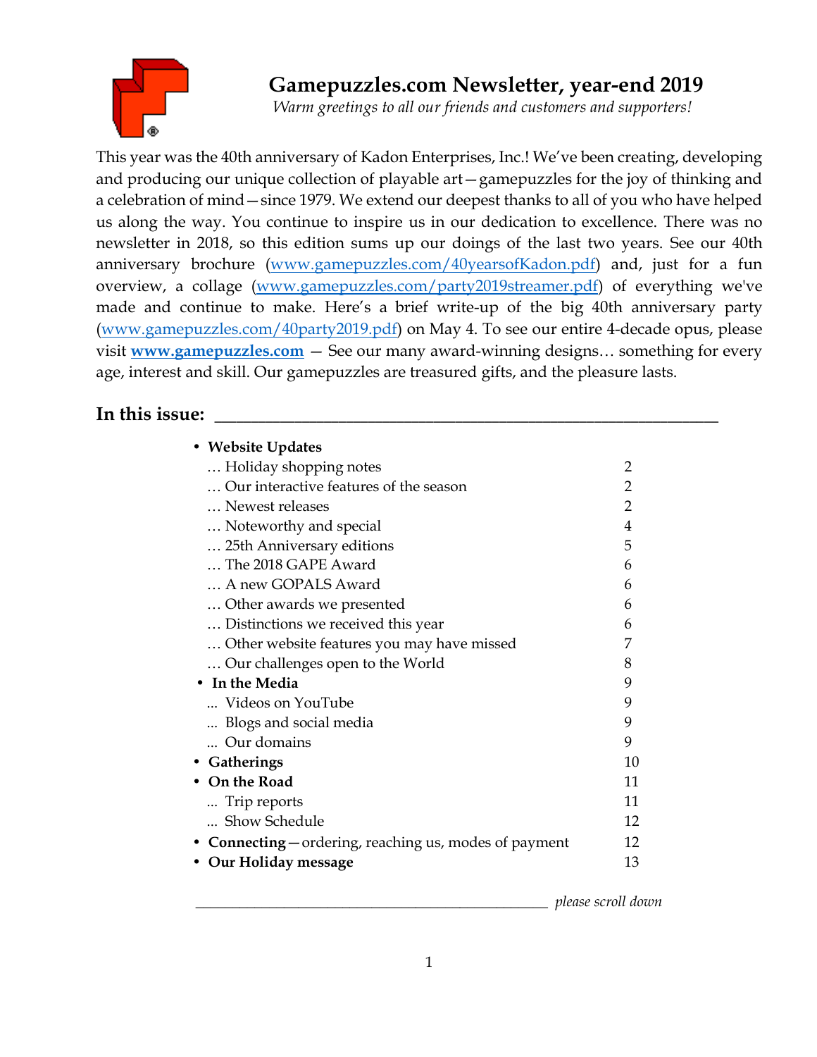# Gamepuzzles.com Newsletter, year-end 2019

*Warm greetings to all our friends and customers and supporters!*

This year was the 40th anniversary of Kadon Enterprises, Inc.! We've been creating, developing and producing our unique collection of playable art—gamepuzzles for the joy of thinking and a celebration of mind—since 1979. We extend our deepest thanks to all of you who have helped us along the way. You continue to inspire us in our dedication to excellence. There was no newsletter in 2018, so this edition sums up our doings of the last two years. See our 40th anniversary brochure ([www.gamepuzzles.com/40yearsofKadon.pdf](www.gamepuzzles.com/40yearsofKadon.pdf)) and, just for a fun overview, a collage ([www.gamepuzzles.com/party2019streamer.pdf](www.gamepuzzles.com/party2019streamer.pdf)) of everything we've made and continue to make. Here's a brief write-up of the big 40th anniversary party ([www.gamepuzzles.com/40party2019.pdf](www.gamepuzzles.com/40party2019.pdf)) on May 4. To see our entire 4-decade opus, please visit **[www.gamepuzzles.com](www.gamepuzzles.com)** — See our many award-winning designs… something for every age, interest and skill. Our gamepuzzles are treasured gifts, and the pleasure lasts.

## In this issue:

- **Website Updates**
  - … Holiday shopping notes — 2
  - … Our interactive features of the season — 2
  - … Newest releases — 2
  - … Noteworthy and special — 4
  - … 25th Anniversary editions — 5
  - … The 2018 GAPE Award — 6
  - … A new GOPALS Award — 6
  - … Other awards we presented — 6
  - … Distinctions we received this year — 6
  - … Other website features you may have missed — 7
  - … Our challenges open to the World — 8
- **In the Media** — 9
  - … Videos on YouTube — 9
  - … Blogs and social media — 9
  - … Our domains — 9
- **Gatherings** — 10
- **On the Road** — 11
  - … Trip reports — 11
  - … Show Schedule — 12
- **Connecting**—ordering, reaching us, modes of payment — 12
- **Our Holiday message** — 13

*please scroll down*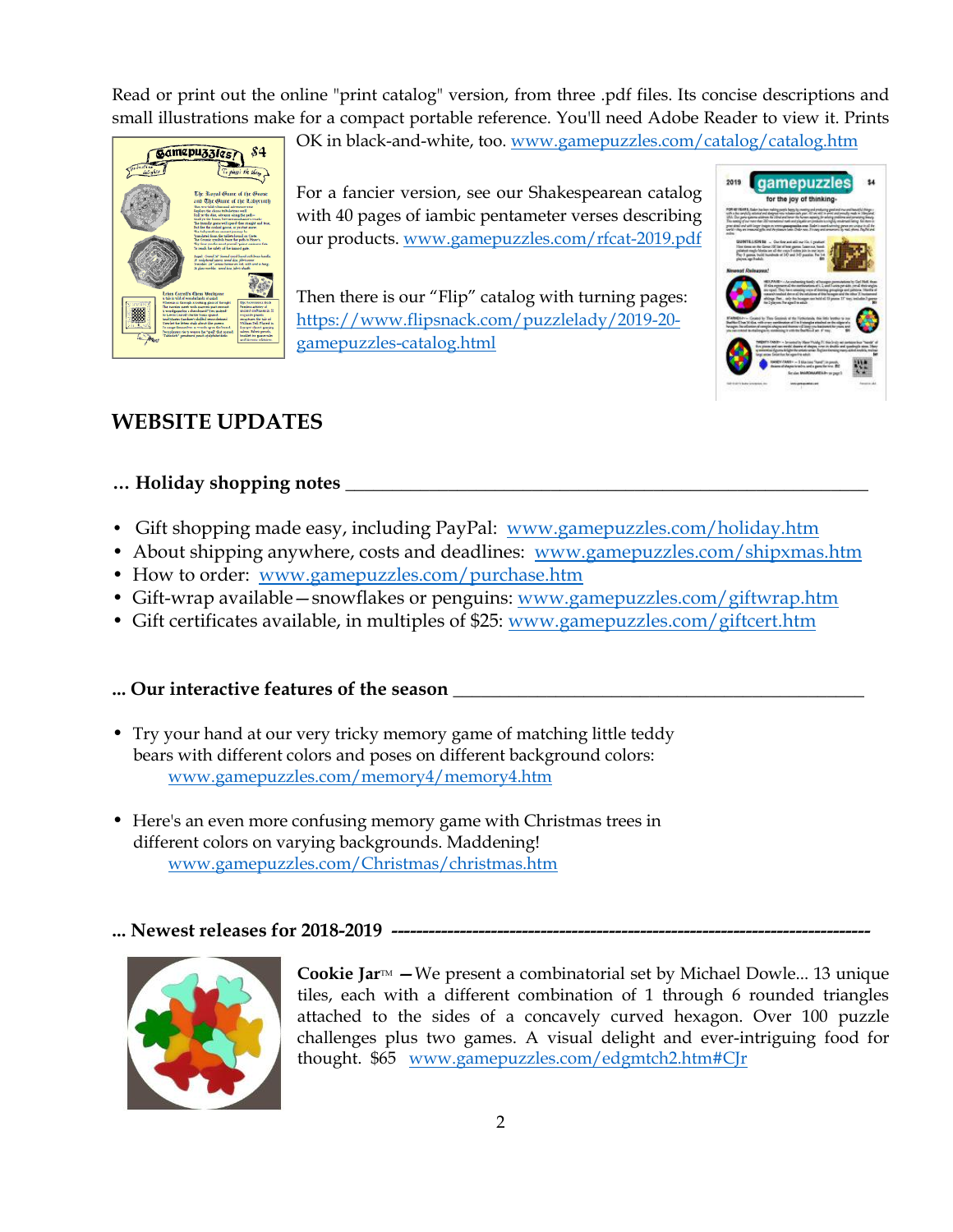Read or print out the online "print catalog" version, from three .pdf files. Its concise descriptions and small illustrations make for a compact portable reference. You'll need Adobe Reader to view it. Prints OK in black-and-white, too. www.gamepuzzles.com/catalog/catalog.htm

For a fancier version, see our Shakespearean catalog with 40 pages of iambic pentameter verses describing our products. www.gamepuzzles.com/rfcat-2019.pdf

Then there is our "Flip" catalog with turning pages: https://www.flipsnack.com/puzzlelady/2019-20-gamepuzzles-catalog.html

## WEBSITE UPDATES

### … Holiday shopping notes

- Gift shopping made easy, including PayPal: www.gamepuzzles.com/holiday.htm
- About shipping anywhere, costs and deadlines: www.gamepuzzles.com/shipxmas.htm
- How to order: www.gamepuzzles.com/purchase.htm
- Gift-wrap available—snowflakes or penguins: www.gamepuzzles.com/giftwrap.htm
- Gift certificates available, in multiples of $25: www.gamepuzzles.com/giftcert.htm

### ... Our interactive features of the season

- Try your hand at our very tricky memory game of matching little teddy bears with different colors and poses on different background colors: www.gamepuzzles.com/memory4/memory4.htm

- Here's an even more confusing memory game with Christmas trees in different colors on varying backgrounds. Maddening! www.gamepuzzles.com/Christmas/christmas.htm

### ... Newest releases for 2018-2019

**Cookie Jar**™ —We present a combinatorial set by Michael Dowle... 13 unique tiles, each with a different combination of 1 through 6 rounded triangles attached to the sides of a concavely curved hexagon. Over 100 puzzle challenges plus two games. A visual delight and ever-intriguing food for thought. $65 www.gamepuzzles.com/edgmtch2.htm#CJr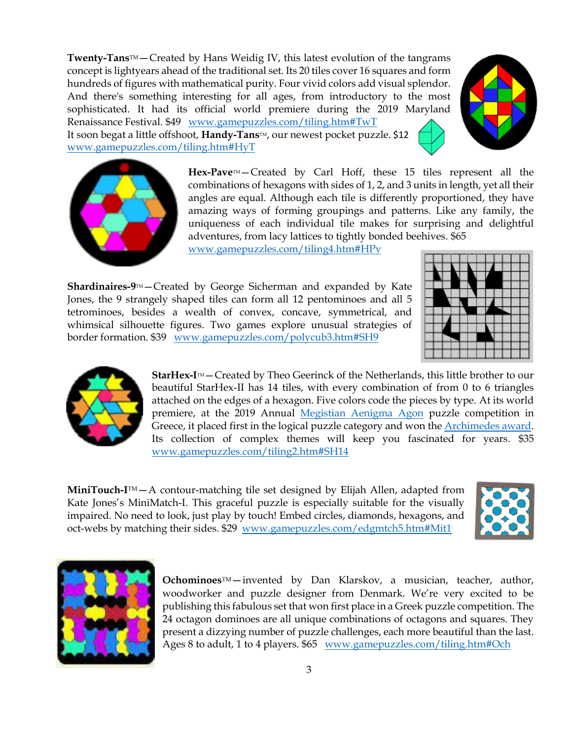**Twenty-Tans**™—Created by Hans Weidig IV, this latest evolution of the tangrams concept is lightyears ahead of the traditional set. Its 20 tiles cover 16 squares and form hundreds of figures with mathematical purity. Four vivid colors add visual splendor. And there's something interesting for all ages, from introductory to the most sophisticated. It had its official world premiere during the 2019 Maryland Renaissance Festival. $49 [www.gamepuzzles.com/tiling.htm#TwT](http://www.gamepuzzles.com/tiling.htm#TwT)
It soon begat a little offshoot, **Handy-Tans**™, our newest pocket puzzle. $12 [www.gamepuzzles.com/tiling.htm#HyT](http://www.gamepuzzles.com/tiling.htm#HyT)

**Hex-Pave**™—Created by Carl Hoff, these 15 tiles represent all the combinations of hexagons with sides of 1, 2, and 3 units in length, yet all their angles are equal. Although each tile is differently proportioned, they have amazing ways of forming groupings and patterns. Like any family, the uniqueness of each individual tile makes for surprising and delightful adventures, from lacy lattices to tightly bonded beehives. $65 [www.gamepuzzles.com/tiling4.htm#HPv](http://www.gamepuzzles.com/tiling4.htm#HPv)

**Shardinaires-9**™—Created by George Sicherman and expanded by Kate Jones, the 9 strangely shaped tiles can form all 12 pentominoes and all 5 tetrominoes, besides a wealth of convex, concave, symmetrical, and whimsical silhouette figures. Two games explore unusual strategies of border formation. $39 [www.gamepuzzles.com/polycub3.htm#SH9](http://www.gamepuzzles.com/polycub3.htm#SH9)

**StarHex-I**™—Created by Theo Geerinck of the Netherlands, this little brother to our beautiful StarHex-II has 14 tiles, with every combination of from 0 to 6 triangles attached on the edges of a hexagon. Five colors code the pieces by type. At its world premiere, at the 2019 Annual Megistian Aenigma Agon puzzle competition in Greece, it placed first in the logical puzzle category and won the Archimedes award. Its collection of complex themes will keep you fascinated for years. $35 [www.gamepuzzles.com/tiling2.htm#SH14](http://www.gamepuzzles.com/tiling2.htm#SH14)

**MiniTouch-I**™—A contour-matching tile set designed by Elijah Allen, adapted from Kate Jones's MiniMatch-I. This graceful puzzle is especially suitable for the visually impaired. No need to look, just play by touch! Embed circles, diamonds, hexagons, and oct-webs by matching their sides. $29 [www.gamepuzzles.com/edgmtch5.htm#Mit1](http://www.gamepuzzles.com/edgmtch5.htm#Mit1)

**Ochominoes**™—invented by Dan Klarskov, a musician, teacher, author, woodworker and puzzle designer from Denmark. We're very excited to be publishing this fabulous set that won first place in a Greek puzzle competition. The 24 octagon dominoes are all unique combinations of octagons and squares. They present a dizzying number of puzzle challenges, each more beautiful than the last. Ages 8 to adult, 1 to 4 players. $65 [www.gamepuzzles.com/tiling.htm#Och](http://www.gamepuzzles.com/tiling.htm#Och)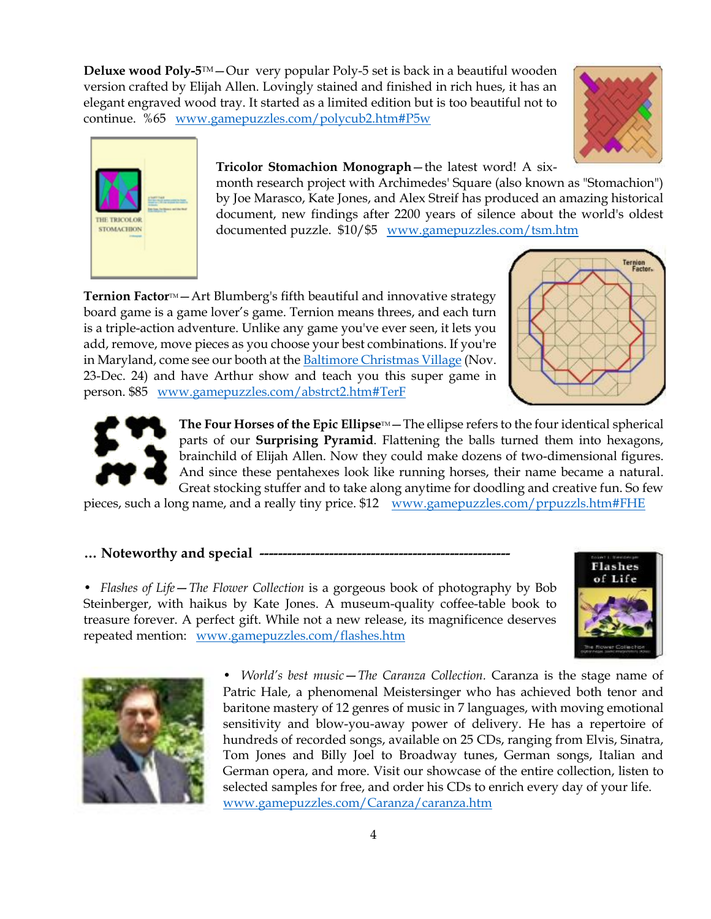**Deluxe wood Poly-5**™—Our very popular Poly-5 set is back in a beautiful wooden version crafted by Elijah Allen. Lovingly stained and finished in rich hues, it has an elegant engraved wood tray. It started as a limited edition but is too beautiful not to continue. %65 www.gamepuzzles.com/polycub2.htm#P5w

**Tricolor Stomachion Monograph**—the latest word! A six-month research project with Archimedes' Square (also known as "Stomachion") by Joe Marasco, Kate Jones, and Alex Streif has produced an amazing historical document, new findings after 2200 years of silence about the world's oldest documented puzzle. $10/$5 www.gamepuzzles.com/tsm.htm

**Ternion Factor**™—Art Blumberg's fifth beautiful and innovative strategy board game is a game lover's game. Ternion means threes, and each turn is a triple-action adventure. Unlike any game you've ever seen, it lets you add, remove, move pieces as you choose your best combinations. If you're in Maryland, come see our booth at the Baltimore Christmas Village (Nov. 23-Dec. 24) and have Arthur show and teach you this super game in person. $85 www.gamepuzzles.com/abstrct2.htm#TerF

**The Four Horses of the Epic Ellipse**™—The ellipse refers to the four identical spherical parts of our **Surprising Pyramid**. Flattening the balls turned them into hexagons, brainchild of Elijah Allen. Now they could make dozens of two-dimensional figures. And since these pentahexes look like running horses, their name became a natural. Great stocking stuffer and to take along anytime for doodling and creative fun. So few pieces, such a long name, and a really tiny price. $12 www.gamepuzzles.com/prpuzzls.htm#FHE

**… Noteworthy and special** ----------------------------------------------------

- *Flashes of Life—The Flower Collection* is a gorgeous book of photography by Bob Steinberger, with haikus by Kate Jones. A museum-quality coffee-table book to treasure forever. A perfect gift. While not a new release, its magnificence deserves repeated mention: www.gamepuzzles.com/flashes.htm

- *World's best music—The Caranza Collection.* Caranza is the stage name of Patric Hale, a phenomenal Meistersinger who has achieved both tenor and baritone mastery of 12 genres of music in 7 languages, with moving emotional sensitivity and blow-you-away power of delivery. He has a repertoire of hundreds of recorded songs, available on 25 CDs, ranging from Elvis, Sinatra, Tom Jones and Billy Joel to Broadway tunes, German songs, Italian and German opera, and more. Visit our showcase of the entire collection, listen to selected samples for free, and order his CDs to enrich every day of your life. www.gamepuzzles.com/Caranza/caranza.htm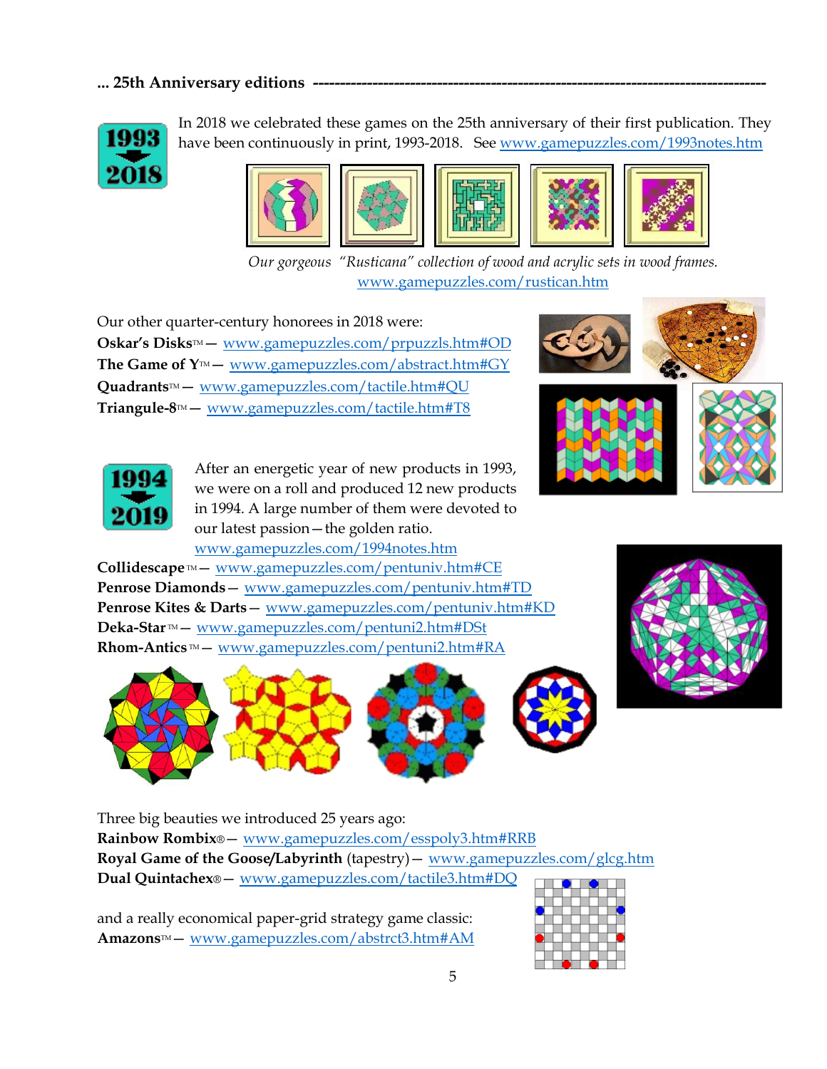### ... 25th Anniversary editions

In 2018 we celebrated these games on the 25th anniversary of their first publication. They have been continuously in print, 1993-2018. See www.gamepuzzles.com/1993notes.htm

*Our gorgeous "Rusticana" collection of wood and acrylic sets in wood frames.* www.gamepuzzles.com/rustican.htm

Our other quarter-century honorees in 2018 were:

**Oskar's Disks**™ — www.gamepuzzles.com/prpuzzls.htm#OD
**The Game of Y**™ — www.gamepuzzles.com/abstract.htm#GY
**Quadrants**™ — www.gamepuzzles.com/tactile.htm#QU
**Triangule-8**™ — www.gamepuzzles.com/tactile.htm#T8

After an energetic year of new products in 1993, we were on a roll and produced 12 new products in 1994. A large number of them were devoted to our latest passion — the golden ratio. www.gamepuzzles.com/1994notes.htm

**Collidescape**™ — www.gamepuzzles.com/pentuniv.htm#CE
**Penrose Diamonds** — www.gamepuzzles.com/pentuniv.htm#TD
**Penrose Kites & Darts** — www.gamepuzzles.com/pentuniv.htm#KD
**Deka-Star**™ — www.gamepuzzles.com/pentuni2.htm#DSt
**Rhom-Antics**™ — www.gamepuzzles.com/pentuni2.htm#RA

Three big beauties we introduced 25 years ago:

**Rainbow Rombix**® — www.gamepuzzles.com/esspoly3.htm#RRB
**Royal Game of the Goose/Labyrinth** (tapestry) — www.gamepuzzles.com/glcg.htm
**Dual Quintachex**® — www.gamepuzzles.com/tactile3.htm#DQ

and a really economical paper-grid strategy game classic:

**Amazons**™ — www.gamepuzzles.com/abstrct3.htm#AM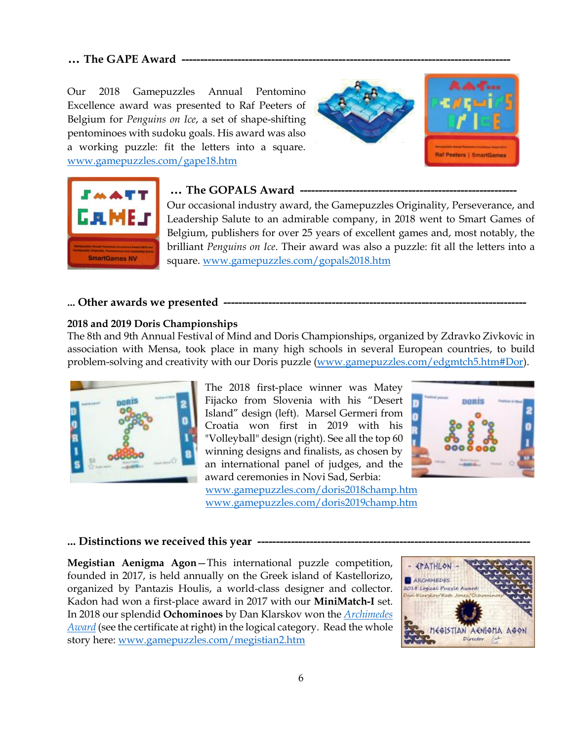### … The GAPE Award

Our 2018 Gamepuzzles Annual Pentomino Excellence award was presented to Raf Peeters of Belgium for *Penguins on Ice*, a set of shape-shifting pentominoes with sudoku goals. His award was also a working puzzle: fit the letters into a square. www.gamepuzzles.com/gape18.htm

### … The GOPALS Award

Our occasional industry award, the Gamepuzzles Originality, Perseverance, and Leadership Salute to an admirable company, in 2018 went to Smart Games of Belgium, publishers for over 25 years of excellent games and, most notably, the brilliant *Penguins on Ice*. Their award was also a puzzle: fit all the letters into a square. www.gamepuzzles.com/gopals2018.htm

### ... Other awards we presented

**2018 and 2019 Doris Championships**

The 8th and 9th Annual Festival of Mind and Doris Championships, organized by Zdravko Zivkovic in association with Mensa, took place in many high schools in several European countries, to build problem-solving and creativity with our Doris puzzle (www.gamepuzzles.com/edgmtch5.htm#Dor).

The 2018 first-place winner was Matey Fijacko from Slovenia with his "Desert Island" design (left). Marsel Germeri from Croatia won first in 2019 with his "Volleyball" design (right). See all the top 60 winning designs and finalists, as chosen by an international panel of judges, and the award ceremonies in Novi Sad, Serbia:
www.gamepuzzles.com/doris2018champ.htm
www.gamepuzzles.com/doris2019champ.htm

### ... Distinctions we received this year

**Megistian Aenigma Agon**—This international puzzle competition, founded in 2017, is held annually on the Greek island of Kastellorizo, organized by Pantazis Houlis, a world-class designer and collector. Kadon had won a first-place award in 2017 with our **MiniMatch-I** set. In 2018 our splendid **Ochominoes** by Dan Klarskov won the *Archimedes Award* (see the certificate at right) in the logical category. Read the whole story here: www.gamepuzzles.com/megistian2.htm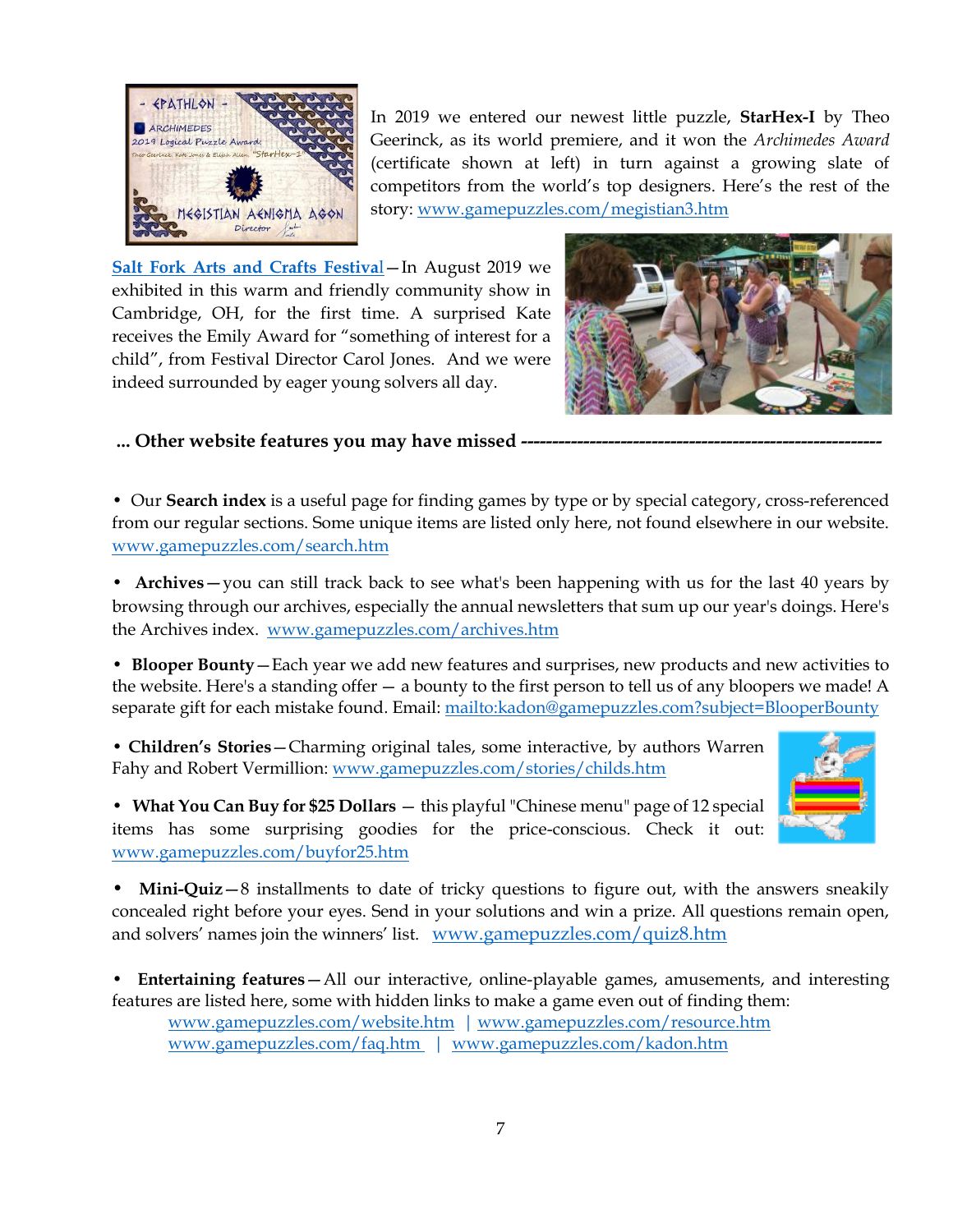In 2019 we entered our newest little puzzle, **StarHex-I** by Theo Geerinck, as its world premiere, and it won the *Archimedes Award* (certificate shown at left) in turn against a growing slate of competitors from the world's top designers. Here's the rest of the story: www.gamepuzzles.com/megistian3.htm

**Salt Fork Arts and Crafts Festival**—In August 2019 we exhibited in this warm and friendly community show in Cambridge, OH, for the first time. A surprised Kate receives the Emily Award for "something of interest for a child", from Festival Director Carol Jones. And we were indeed surrounded by eager young solvers all day.

**... Other website features you may have missed ---------------------------------------------------------**

- Our **Search index** is a useful page for finding games by type or by special category, cross-referenced from our regular sections. Some unique items are listed only here, not found elsewhere in our website. www.gamepuzzles.com/search.htm

- **Archives**—you can still track back to see what's been happening with us for the last 40 years by browsing through our archives, especially the annual newsletters that sum up our year's doings. Here's the Archives index. www.gamepuzzles.com/archives.htm

- **Blooper Bounty**—Each year we add new features and surprises, new products and new activities to the website. Here's a standing offer — a bounty to the first person to tell us of any bloopers we made! A separate gift for each mistake found. Email: mailto:kadon@gamepuzzles.com?subject=BlooperBounty

- **Children's Stories**—Charming original tales, some interactive, by authors Warren Fahy and Robert Vermillion: www.gamepuzzles.com/stories/childs.htm

- **What You Can Buy for $25 Dollars** — this playful "Chinese menu" page of 12 special items has some surprising goodies for the price-conscious. Check it out: www.gamepuzzles.com/buyfor25.htm

- **Mini-Quiz**—8 installments to date of tricky questions to figure out, with the answers sneakily concealed right before your eyes. Send in your solutions and win a prize. All questions remain open, and solvers' names join the winners' list. www.gamepuzzles.com/quiz8.htm

- **Entertaining features**—All our interactive, online-playable games, amusements, and interesting features are listed here, some with hidden links to make a game even out of finding them:
  www.gamepuzzles.com/website.htm | www.gamepuzzles.com/resource.htm
  www.gamepuzzles.com/faq.htm | www.gamepuzzles.com/kadon.htm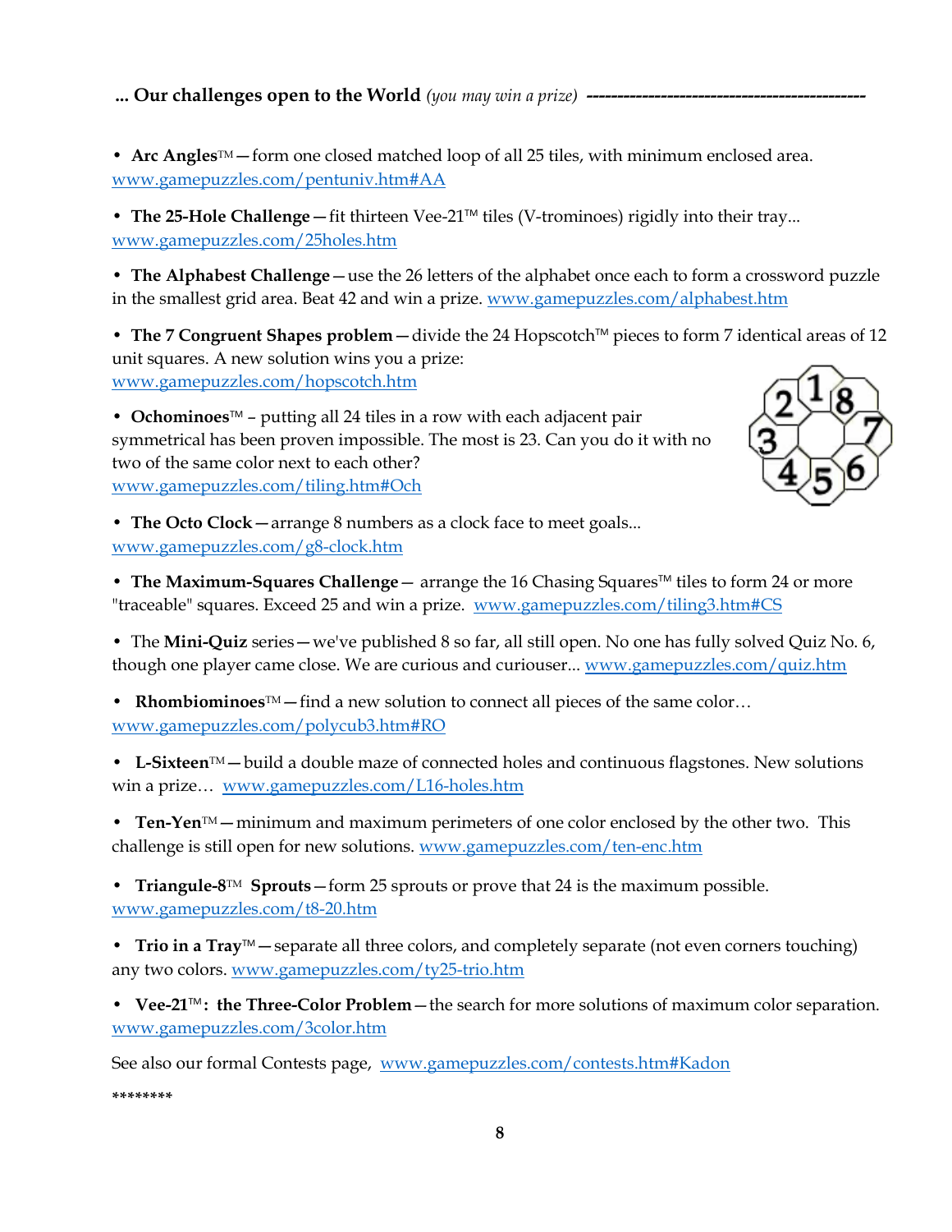**... Our challenges open to the World** *(you may win a prize)* ---------------------------------------------

- **Arc Angles**™ — form one closed matched loop of all 25 tiles, with minimum enclosed area. www.gamepuzzles.com/pentuniv.htm#AA

- **The 25-Hole Challenge** — fit thirteen Vee-21™ tiles (V-trominoes) rigidly into their tray... www.gamepuzzles.com/25holes.htm

- **The Alphabest Challenge** — use the 26 letters of the alphabet once each to form a crossword puzzle in the smallest grid area. Beat 42 and win a prize. www.gamepuzzles.com/alphabest.htm

- **The 7 Congruent Shapes problem** — divide the 24 Hopscotch™ pieces to form 7 identical areas of 12 unit squares. A new solution wins you a prize: www.gamepuzzles.com/hopscotch.htm

- **Ochominoes**™ – putting all 24 tiles in a row with each adjacent pair symmetrical has been proven impossible. The most is 23. Can you do it with no two of the same color next to each other? www.gamepuzzles.com/tiling.htm#Och

- **The Octo Clock** — arrange 8 numbers as a clock face to meet goals... www.gamepuzzles.com/g8-clock.htm

- **The Maximum-Squares Challenge** — arrange the 16 Chasing Squares™ tiles to form 24 or more "traceable" squares. Exceed 25 and win a prize. www.gamepuzzles.com/tiling3.htm#CS

- The **Mini-Quiz** series — we've published 8 so far, all still open. No one has fully solved Quiz No. 6, though one player came close. We are curious and curiouser... www.gamepuzzles.com/quiz.htm

- **Rhombiominoes**™ — find a new solution to connect all pieces of the same color… www.gamepuzzles.com/polycub3.htm#RO

- **L-Sixteen**™ — build a double maze of connected holes and continuous flagstones. New solutions win a prize… www.gamepuzzles.com/L16-holes.htm

- **Ten-Yen**™ — minimum and maximum perimeters of one color enclosed by the other two. This challenge is still open for new solutions. www.gamepuzzles.com/ten-enc.htm

- **Triangule-8**™ **Sprouts** — form 25 sprouts or prove that 24 is the maximum possible. www.gamepuzzles.com/t8-20.htm

- **Trio in a Tray**™ — separate all three colors, and completely separate (not even corners touching) any two colors. www.gamepuzzles.com/ty25-trio.htm

- **Vee-21**™**: the Three-Color Problem** — the search for more solutions of maximum color separation. www.gamepuzzles.com/3color.htm

See also our formal Contests page, www.gamepuzzles.com/contests.htm#Kadon

********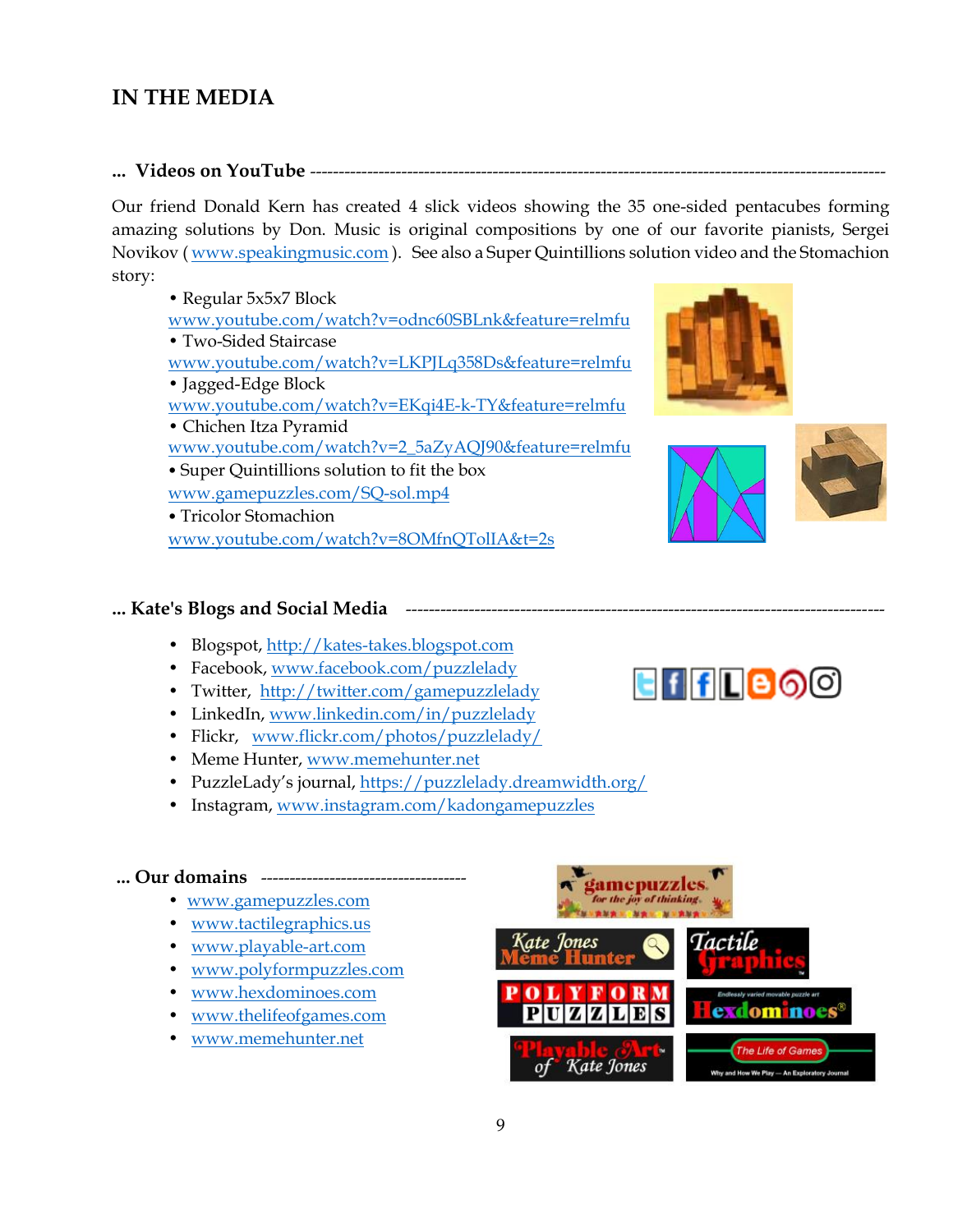# IN THE MEDIA

## ... Videos on YouTube

Our friend Donald Kern has created 4 slick videos showing the 35 one-sided pentacubes forming amazing solutions by Don. Music is original compositions by one of our favorite pianists, Sergei Novikov ( www.speakingmusic.com ). See also a Super Quintillions solution video and the Stomachion story:

- Regular 5x5x7 Block
  www.youtube.com/watch?v=odnc60SBLnk&feature=relmfu
- Two-Sided Staircase
  www.youtube.com/watch?v=LKPJLq358Ds&feature=relmfu
- Jagged-Edge Block
  www.youtube.com/watch?v=EKqi4E-k-TY&feature=relmfu
- Chichen Itza Pyramid
  www.youtube.com/watch?v=2_5aZyAQJ90&feature=relmfu
- Super Quintillions solution to fit the box
  www.gamepuzzles.com/SQ-sol.mp4
- Tricolor Stomachion
  www.youtube.com/watch?v=8OMfnQTolIA&t=2s

## ... Kate's Blogs and Social Media

- Blogspot, http://kates-takes.blogspot.com
- Facebook, www.facebook.com/puzzlelady
- Twitter, http://twitter.com/gamepuzzlelady
- LinkedIn, www.linkedin.com/in/puzzlelady
- Flickr, www.flickr.com/photos/puzzlelady/
- Meme Hunter, www.memehunter.net
- PuzzleLady's journal, https://puzzlelady.dreamwidth.org/
- Instagram, www.instagram.com/kadongamepuzzles

## ... Our domains

- www.gamepuzzles.com
- www.tactilegraphics.us
- www.playable-art.com
- www.polyformpuzzles.com
- www.hexdominoes.com
- www.thelifeofgames.com
- www.memehunter.net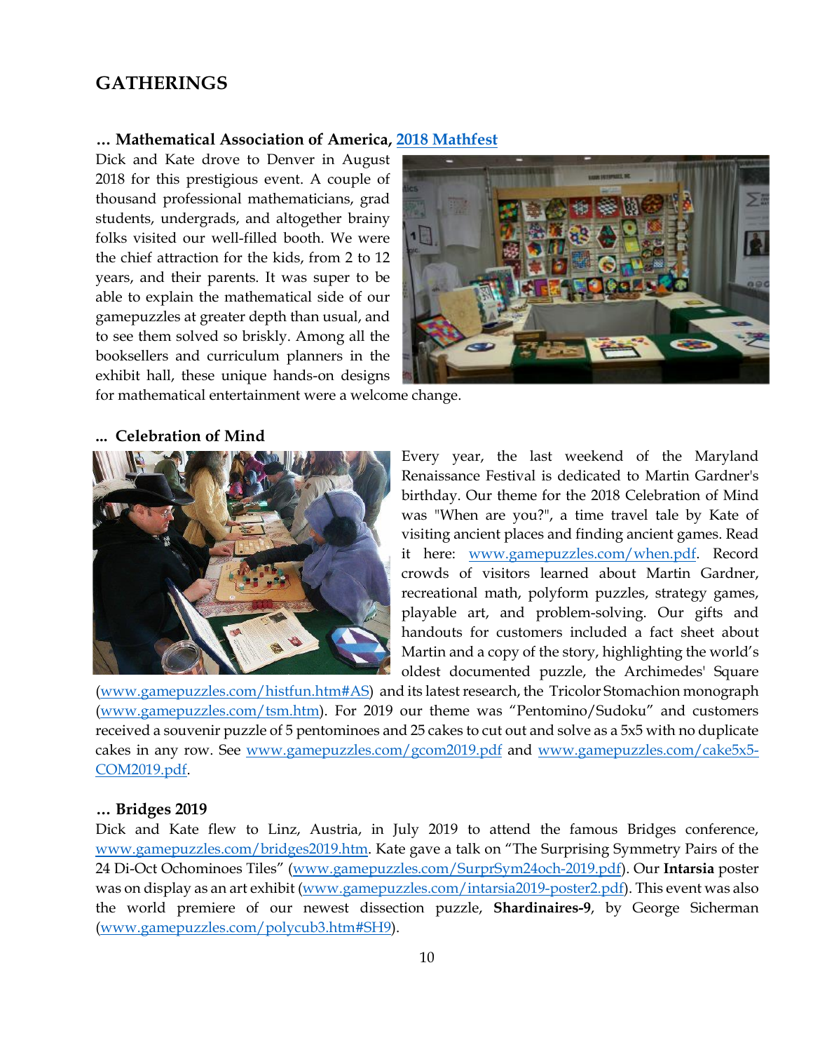## GATHERINGS

### … Mathematical Association of America, 2018 Mathfest

Dick and Kate drove to Denver in August 2018 for this prestigious event. A couple of thousand professional mathematicians, grad students, undergrads, and altogether brainy folks visited our well-filled booth. We were the chief attraction for the kids, from 2 to 12 years, and their parents. It was super to be able to explain the mathematical side of our gamepuzzles at greater depth than usual, and to see them solved so briskly. Among all the booksellers and curriculum planners in the exhibit hall, these unique hands-on designs for mathematical entertainment were a welcome change.

### … Celebration of Mind

Every year, the last weekend of the Maryland Renaissance Festival is dedicated to Martin Gardner's birthday. Our theme for the 2018 Celebration of Mind was "When are you?", a time travel tale by Kate of visiting ancient places and finding ancient games. Read it here: www.gamepuzzles.com/when.pdf. Record crowds of visitors learned about Martin Gardner, recreational math, polyform puzzles, strategy games, playable art, and problem-solving. Our gifts and handouts for customers included a fact sheet about Martin and a copy of the story, highlighting the world's oldest documented puzzle, the Archimedes' Square (www.gamepuzzles.com/histfun.htm#AS) and its latest research, the Tricolor Stomachion monograph (www.gamepuzzles.com/tsm.htm). For 2019 our theme was "Pentomino/Sudoku" and customers received a souvenir puzzle of 5 pentominoes and 25 cakes to cut out and solve as a 5x5 with no duplicate cakes in any row. See www.gamepuzzles.com/gcom2019.pdf and www.gamepuzzles.com/cake5x5-COM2019.pdf.

### … Bridges 2019

Dick and Kate flew to Linz, Austria, in July 2019 to attend the famous Bridges conference, www.gamepuzzles.com/bridges2019.htm. Kate gave a talk on "The Surprising Symmetry Pairs of the 24 Di-Oct Ochominoes Tiles" (www.gamepuzzles.com/SurprSym24och-2019.pdf). Our **Intarsia** poster was on display as an art exhibit (www.gamepuzzles.com/intarsia2019-poster2.pdf). This event was also the world premiere of our newest dissection puzzle, **Shardinaires-9**, by George Sicherman (www.gamepuzzles.com/polycub3.htm#SH9).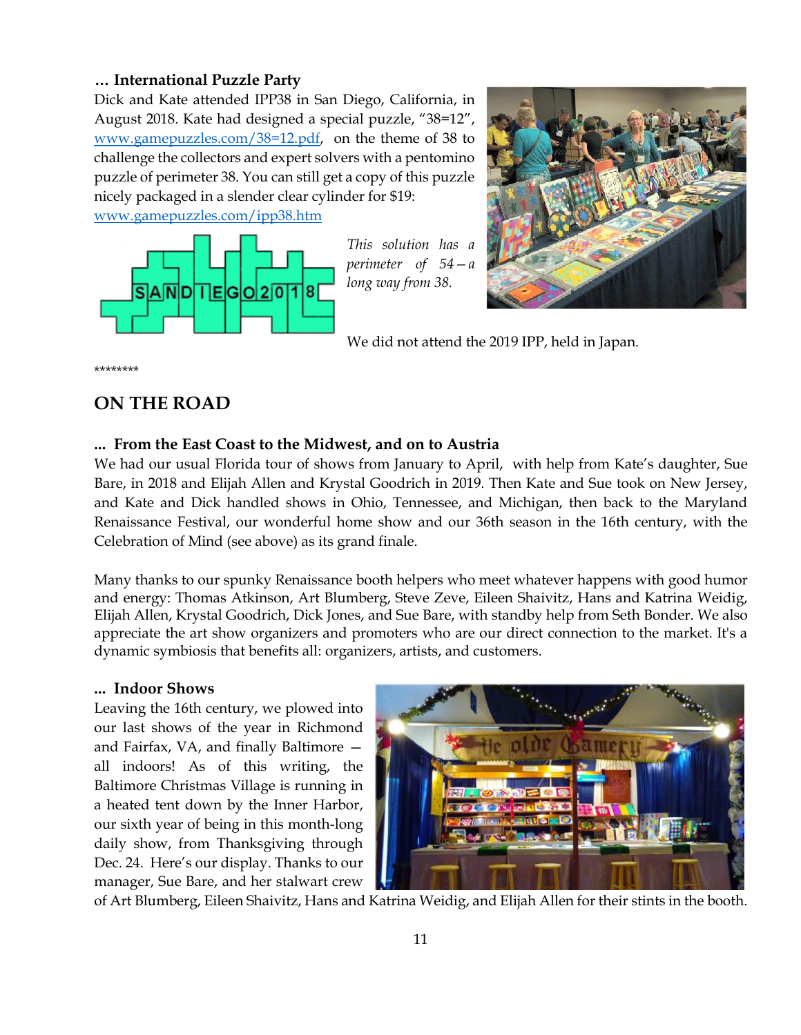### … International Puzzle Party

Dick and Kate attended IPP38 in San Diego, California, in August 2018. Kate had designed a special puzzle, “38=12”, www.gamepuzzles.com/38=12.pdf, on the theme of 38 to challenge the collectors and expert solvers with a pentomino puzzle of perimeter 38. You can still get a copy of this puzzle nicely packaged in a slender clear cylinder for $19: www.gamepuzzles.com/ipp38.htm

*This solution has a perimeter of 54 – a long way from 38.*

We did not attend the 2019 IPP, held in Japan.

********

## ON THE ROAD

### ... From the East Coast to the Midwest, and on to Austria

We had our usual Florida tour of shows from January to April, with help from Kate’s daughter, Sue Bare, in 2018 and Elijah Allen and Krystal Goodrich in 2019. Then Kate and Sue took on New Jersey, and Kate and Dick handled shows in Ohio, Tennessee, and Michigan, then back to the Maryland Renaissance Festival, our wonderful home show and our 36th season in the 16th century, with the Celebration of Mind (see above) as its grand finale.

Many thanks to our spunky Renaissance booth helpers who meet whatever happens with good humor and energy: Thomas Atkinson, Art Blumberg, Steve Zeve, Eileen Shaivitz, Hans and Katrina Weidig, Elijah Allen, Krystal Goodrich, Dick Jones, and Sue Bare, with standby help from Seth Bonder. We also appreciate the art show organizers and promoters who are our direct connection to the market. It's a dynamic symbiosis that benefits all: organizers, artists, and customers.

### ... Indoor Shows

Leaving the 16th century, we plowed into our last shows of the year in Richmond and Fairfax, VA, and finally Baltimore — all indoors! As of this writing, the Baltimore Christmas Village is running in a heated tent down by the Inner Harbor, our sixth year of being in this month-long daily show, from Thanksgiving through Dec. 24. Here’s our display. Thanks to our manager, Sue Bare, and her stalwart crew of Art Blumberg, Eileen Shaivitz, Hans and Katrina Weidig, and Elijah Allen for their stints in the booth.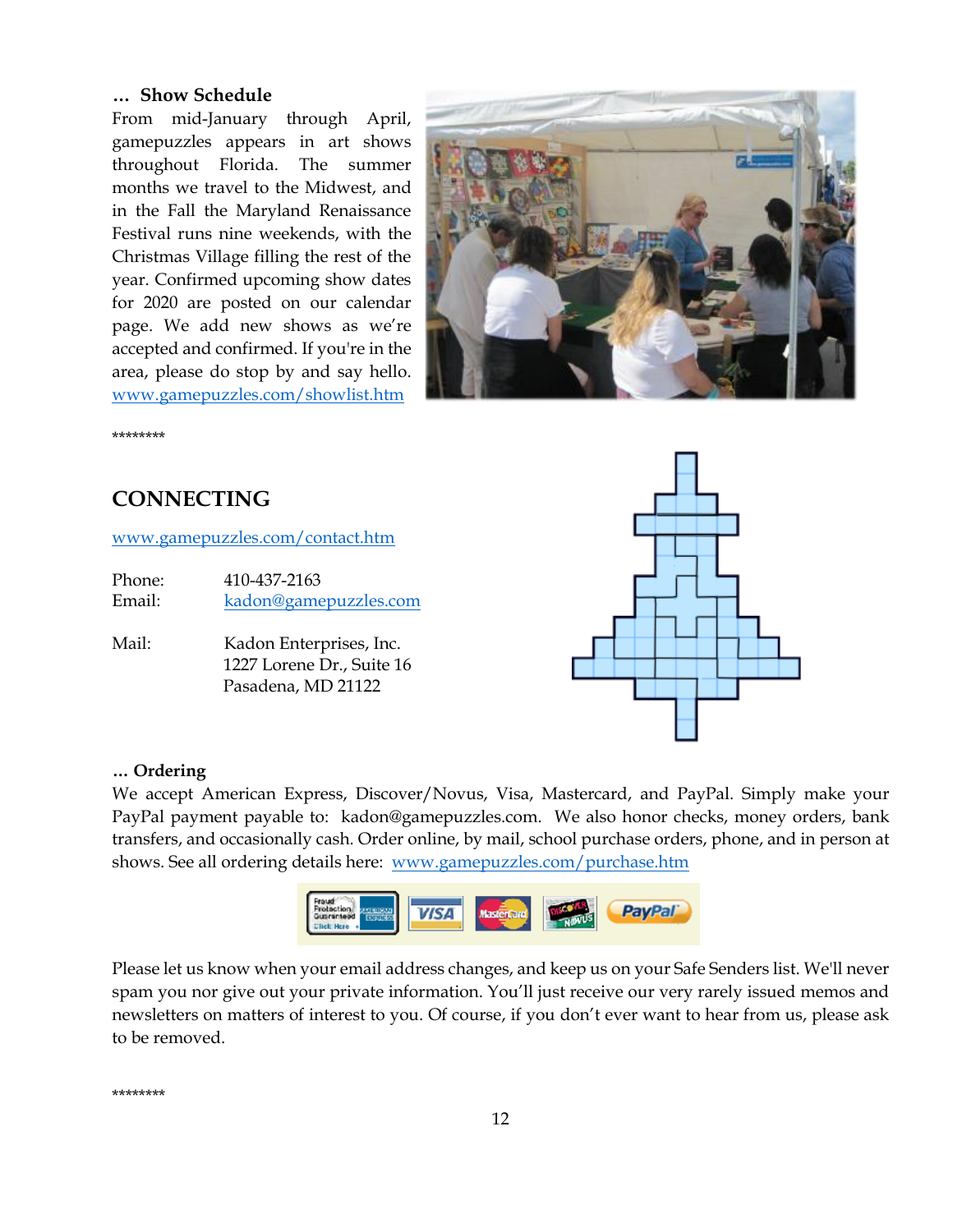**… Show Schedule**

From mid-January through April, gamepuzzles appears in art shows throughout Florida. The summer months we travel to the Midwest, and in the Fall the Maryland Renaissance Festival runs nine weekends, with the Christmas Village filling the rest of the year. Confirmed upcoming show dates for 2020 are posted on our calendar page. We add new shows as we're accepted and confirmed. If you're in the area, please do stop by and say hello. [www.gamepuzzles.com/showlist.htm](http://www.gamepuzzles.com/showlist.htm)

********

## CONNECTING

[www.gamepuzzles.com/contact.htm](http://www.gamepuzzles.com/contact.htm)

Phone: 410-437-2163
Email: kadon@gamepuzzles.com

Mail: Kadon Enterprises, Inc.
1227 Lorene Dr., Suite 16
Pasadena, MD 21122

**… Ordering**

We accept American Express, Discover/Novus, Visa, Mastercard, and PayPal. Simply make your PayPal payment payable to: kadon@gamepuzzles.com. We also honor checks, money orders, bank transfers, and occasionally cash. Order online, by mail, school purchase orders, phone, and in person at shows. See all ordering details here: [www.gamepuzzles.com/purchase.htm](http://www.gamepuzzles.com/purchase.htm)

Please let us know when your email address changes, and keep us on your Safe Senders list. We'll never spam you nor give out your private information. You'll just receive our very rarely issued memos and newsletters on matters of interest to you. Of course, if you don't ever want to hear from us, please ask to be removed.

********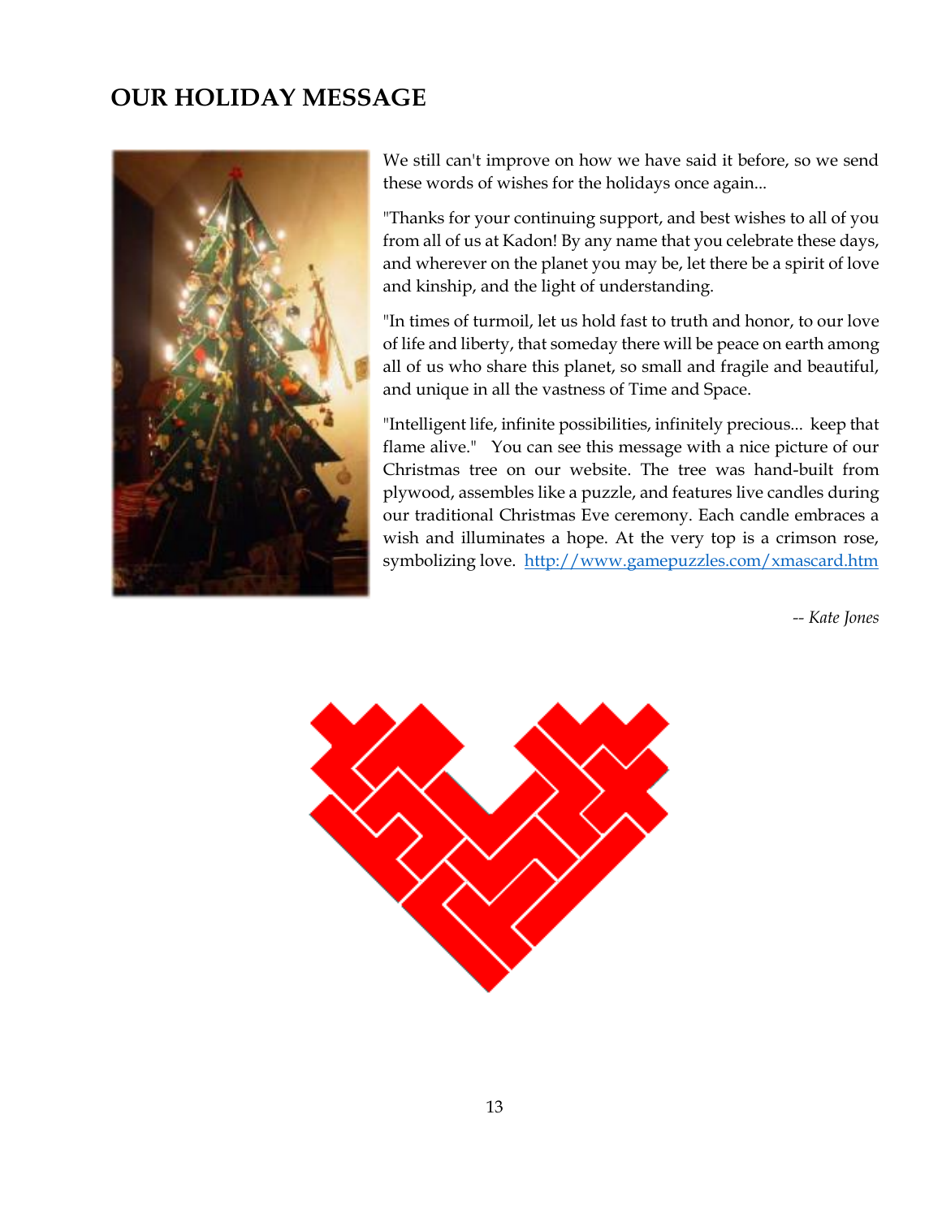## OUR HOLIDAY MESSAGE

We still can't improve on how we have said it before, so we send these words of wishes for the holidays once again...

"Thanks for your continuing support, and best wishes to all of you from all of us at Kadon! By any name that you celebrate these days, and wherever on the planet you may be, let there be a spirit of love and kinship, and the light of understanding.

"In times of turmoil, let us hold fast to truth and honor, to our love of life and liberty, that someday there will be peace on earth among all of us who share this planet, so small and fragile and beautiful, and unique in all the vastness of Time and Space.

"Intelligent life, infinite possibilities, infinitely precious... keep that flame alive." You can see this message with a nice picture of our Christmas tree on our website. The tree was hand-built from plywood, assembles like a puzzle, and features live candles during our traditional Christmas Eve ceremony. Each candle embraces a wish and illuminates a hope. At the very top is a crimson rose, symbolizing love. [http://www.gamepuzzles.com/xmascard.htm](http://www.gamepuzzles.com/xmascard.htm)

*-- Kate Jones*